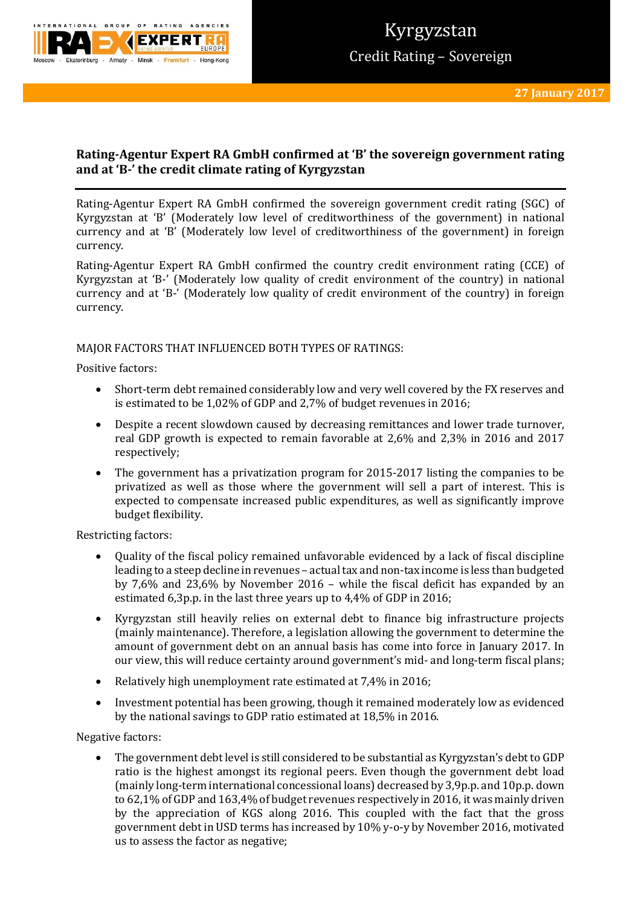# Kyrgyzstan

## Credit Rating – Sovereign

**27 January 2017**

## Rating-Agentur Expert RA GmbH confirmed at 'B' the sovereign government rating and at 'B-' the credit climate rating of Kyrgyzstan

Rating-Agentur Expert RA GmbH confirmed the sovereign government credit rating (SGC) of Kyrgyzstan at 'B' (Moderately low level of creditworthiness of the government) in national currency and at 'B' (Moderately low level of creditworthiness of the government) in foreign currency.

Rating-Agentur Expert RA GmbH confirmed the country credit environment rating (CCE) of Kyrgyzstan at 'B-' (Moderately low quality of credit environment of the country) in national currency and at 'B-' (Moderately low quality of credit environment of the country) in foreign currency.

MAJOR FACTORS THAT INFLUENCED BOTH TYPES OF RATINGS:

Positive factors:

- Short-term debt remained considerably low and very well covered by the FX reserves and is estimated to be 1,02% of GDP and 2,7% of budget revenues in 2016;
- Despite a recent slowdown caused by decreasing remittances and lower trade turnover, real GDP growth is expected to remain favorable at 2,6% and 2,3% in 2016 and 2017 respectively;
- The government has a privatization program for 2015-2017 listing the companies to be privatized as well as those where the government will sell a part of interest. This is expected to compensate increased public expenditures, as well as significantly improve budget flexibility.

Restricting factors:

- Quality of the fiscal policy remained unfavorable evidenced by a lack of fiscal discipline leading to a steep decline in revenues – actual tax and non-tax income is less than budgeted by 7,6% and 23,6% by November 2016 – while the fiscal deficit has expanded by an estimated 6,3p.p. in the last three years up to 4,4% of GDP in 2016;
- Kyrgyzstan still heavily relies on external debt to finance big infrastructure projects (mainly maintenance). Therefore, a legislation allowing the government to determine the amount of government debt on an annual basis has come into force in January 2017. In our view, this will reduce certainty around government's mid- and long-term fiscal plans;
- Relatively high unemployment rate estimated at 7,4% in 2016;
- Investment potential has been growing, though it remained moderately low as evidenced by the national savings to GDP ratio estimated at 18,5% in 2016.

Negative factors:

- The government debt level is still considered to be substantial as Kyrgyzstan's debt to GDP ratio is the highest amongst its regional peers. Even though the government debt load (mainly long-term international concessional loans) decreased by 3,9p.p. and 10p.p. down to 62,1% of GDP and 163,4% of budget revenues respectively in 2016, it was mainly driven by the appreciation of KGS along 2016. This coupled with the fact that the gross government debt in USD terms has increased by 10% y-o-y by November 2016, motivated us to assess the factor as negative;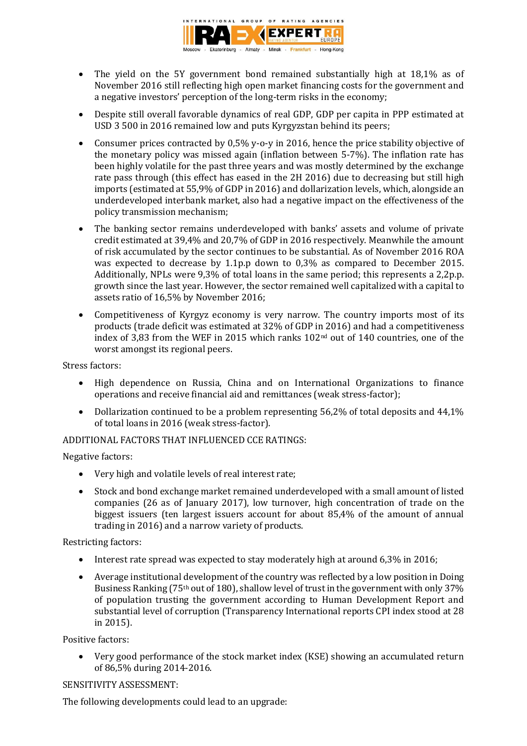- The yield on the 5Y government bond remained substantially high at 18,1% as of November 2016 still reflecting high open market financing costs for the government and a negative investors' perception of the long-term risks in the economy;
- Despite still overall favorable dynamics of real GDP, GDP per capita in PPP estimated at USD 3 500 in 2016 remained low and puts Kyrgyzstan behind its peers;
- Consumer prices contracted by 0,5% y-o-y in 2016, hence the price stability objective of the monetary policy was missed again (inflation between 5-7%). The inflation rate has been highly volatile for the past three years and was mostly determined by the exchange rate pass through (this effect has eased in the 2H 2016) due to decreasing but still high imports (estimated at 55,9% of GDP in 2016) and dollarization levels, which, alongside an underdeveloped interbank market, also had a negative impact on the effectiveness of the policy transmission mechanism;
- The banking sector remains underdeveloped with banks' assets and volume of private credit estimated at 39,4% and 20,7% of GDP in 2016 respectively. Meanwhile the amount of risk accumulated by the sector continues to be substantial. As of November 2016 ROA was expected to decrease by 1.1p.p down to 0,3% as compared to December 2015. Additionally, NPLs were 9,3% of total loans in the same period; this represents a 2,2p.p. growth since the last year. However, the sector remained well capitalized with a capital to assets ratio of 16,5% by November 2016;
- Competitiveness of Kyrgyz economy is very narrow. The country imports most of its products (trade deficit was estimated at 32% of GDP in 2016) and had a competitiveness index of 3,83 from the WEF in 2015 which ranks 102nd out of 140 countries, one of the worst amongst its regional peers.

Stress factors:

- High dependence on Russia, China and on International Organizations to finance operations and receive financial aid and remittances (weak stress-factor);
- Dollarization continued to be a problem representing 56,2% of total deposits and 44,1% of total loans in 2016 (weak stress-factor).

ADDITIONAL FACTORS THAT INFLUENCED CCE RATINGS:

Negative factors:

- Very high and volatile levels of real interest rate;
- Stock and bond exchange market remained underdeveloped with a small amount of listed companies (26 as of January 2017), low turnover, high concentration of trade on the biggest issuers (ten largest issuers account for about 85,4% of the amount of annual trading in 2016) and a narrow variety of products.

Restricting factors:

- Interest rate spread was expected to stay moderately high at around 6,3% in 2016;
- Average institutional development of the country was reflected by a low position in Doing Business Ranking (75th out of 180), shallow level of trust in the government with only 37% of population trusting the government according to Human Development Report and substantial level of corruption (Transparency International reports CPI index stood at 28 in 2015).

Positive factors:

- Very good performance of the stock market index (KSE) showing an accumulated return of 86,5% during 2014-2016.

SENSITIVITY ASSESSMENT:

The following developments could lead to an upgrade: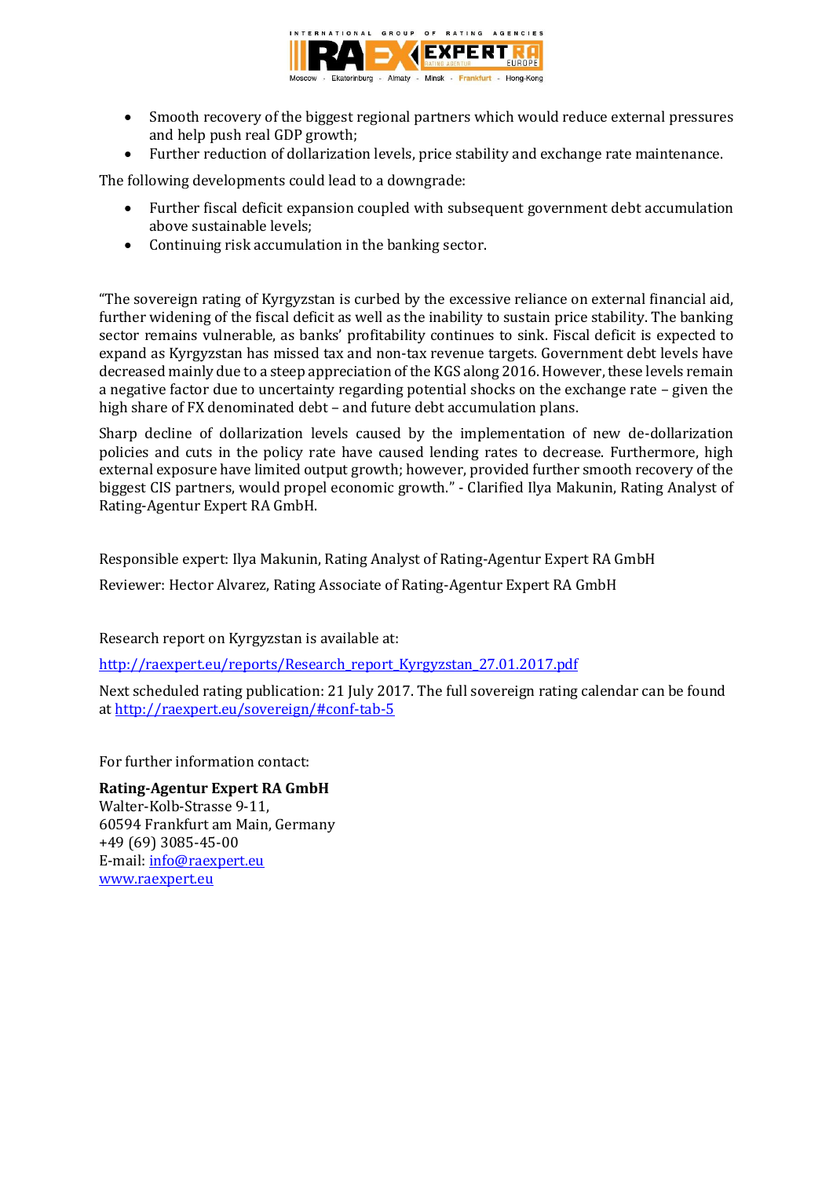- Smooth recovery of the biggest regional partners which would reduce external pressures and help push real GDP growth;
- Further reduction of dollarization levels, price stability and exchange rate maintenance.

The following developments could lead to a downgrade:

- Further fiscal deficit expansion coupled with subsequent government debt accumulation above sustainable levels;
- Continuing risk accumulation in the banking sector.

"The sovereign rating of Kyrgyzstan is curbed by the excessive reliance on external financial aid, further widening of the fiscal deficit as well as the inability to sustain price stability. The banking sector remains vulnerable, as banks' profitability continues to sink. Fiscal deficit is expected to expand as Kyrgyzstan has missed tax and non-tax revenue targets. Government debt levels have decreased mainly due to a steep appreciation of the KGS along 2016. However, these levels remain a negative factor due to uncertainty regarding potential shocks on the exchange rate – given the high share of FX denominated debt – and future debt accumulation plans.

Sharp decline of dollarization levels caused by the implementation of new de-dollarization policies and cuts in the policy rate have caused lending rates to decrease. Furthermore, high external exposure have limited output growth; however, provided further smooth recovery of the biggest CIS partners, would propel economic growth." - Clarified Ilya Makunin, Rating Analyst of Rating-Agentur Expert RA GmbH.

Responsible expert: Ilya Makunin, Rating Analyst of Rating-Agentur Expert RA GmbH

Reviewer: Hector Alvarez, Rating Associate of Rating-Agentur Expert RA GmbH

Research report on Kyrgyzstan is available at:

http://raexpert.eu/reports/Research_report_Kyrgyzstan_27.01.2017.pdf

Next scheduled rating publication: 21 July 2017. The full sovereign rating calendar can be found at http://raexpert.eu/sovereign/#conf-tab-5

For further information contact:

**Rating-Agentur Expert RA GmbH**
Walter-Kolb-Strasse 9-11,
60594 Frankfurt am Main, Germany
+49 (69) 3085-45-00
E-mail: info@raexpert.eu
www.raexpert.eu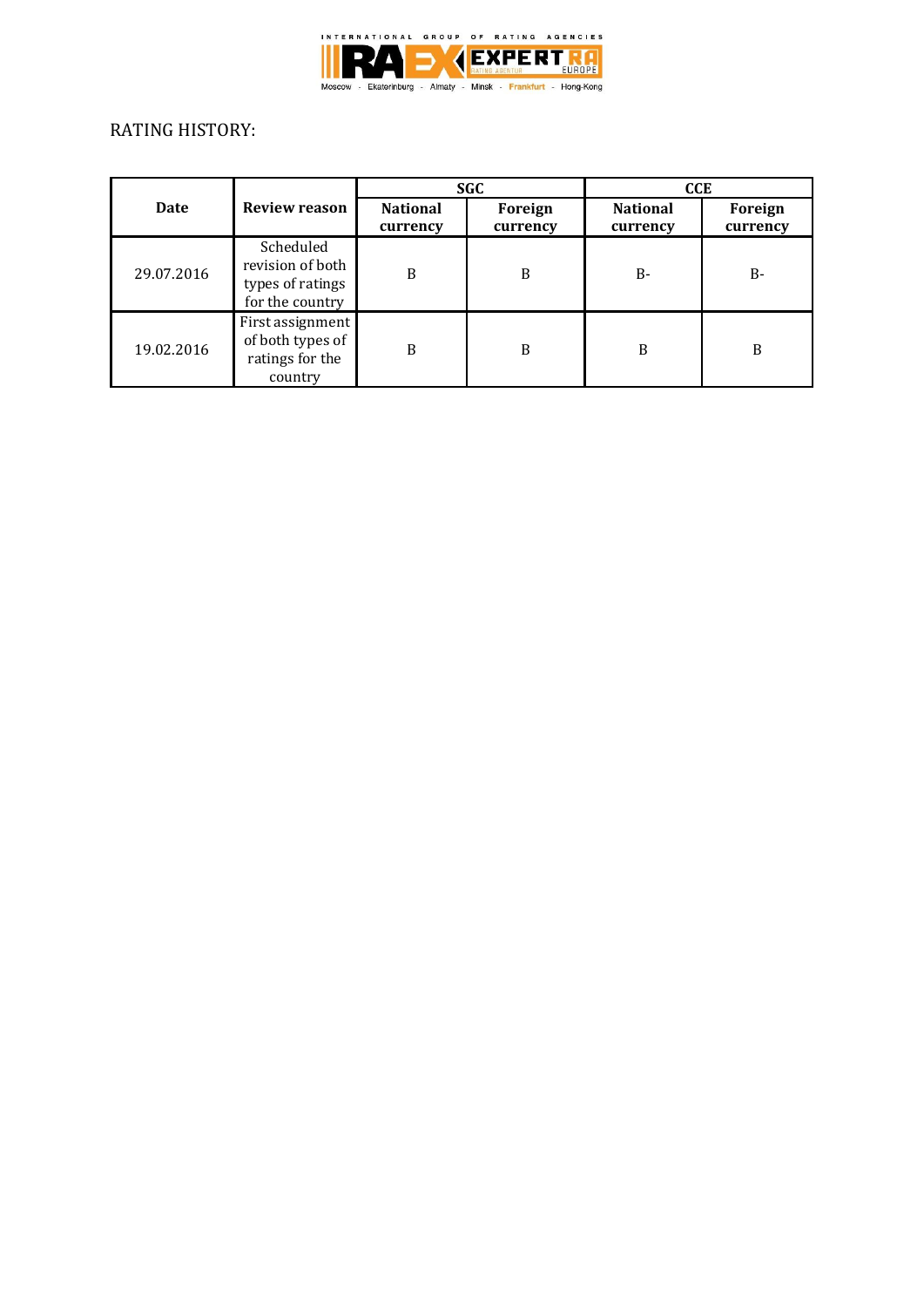RATING HISTORY:

| Date | Review reason | SGC | | CCE | |
|---|---|---|---|---|---|
| | | National currency | Foreign currency | National currency | Foreign currency |
| 29.07.2016 | Scheduled revision of both types of ratings for the country | B | B | B- | B- |
| 19.02.2016 | First assignment of both types of ratings for the country | B | B | B | B |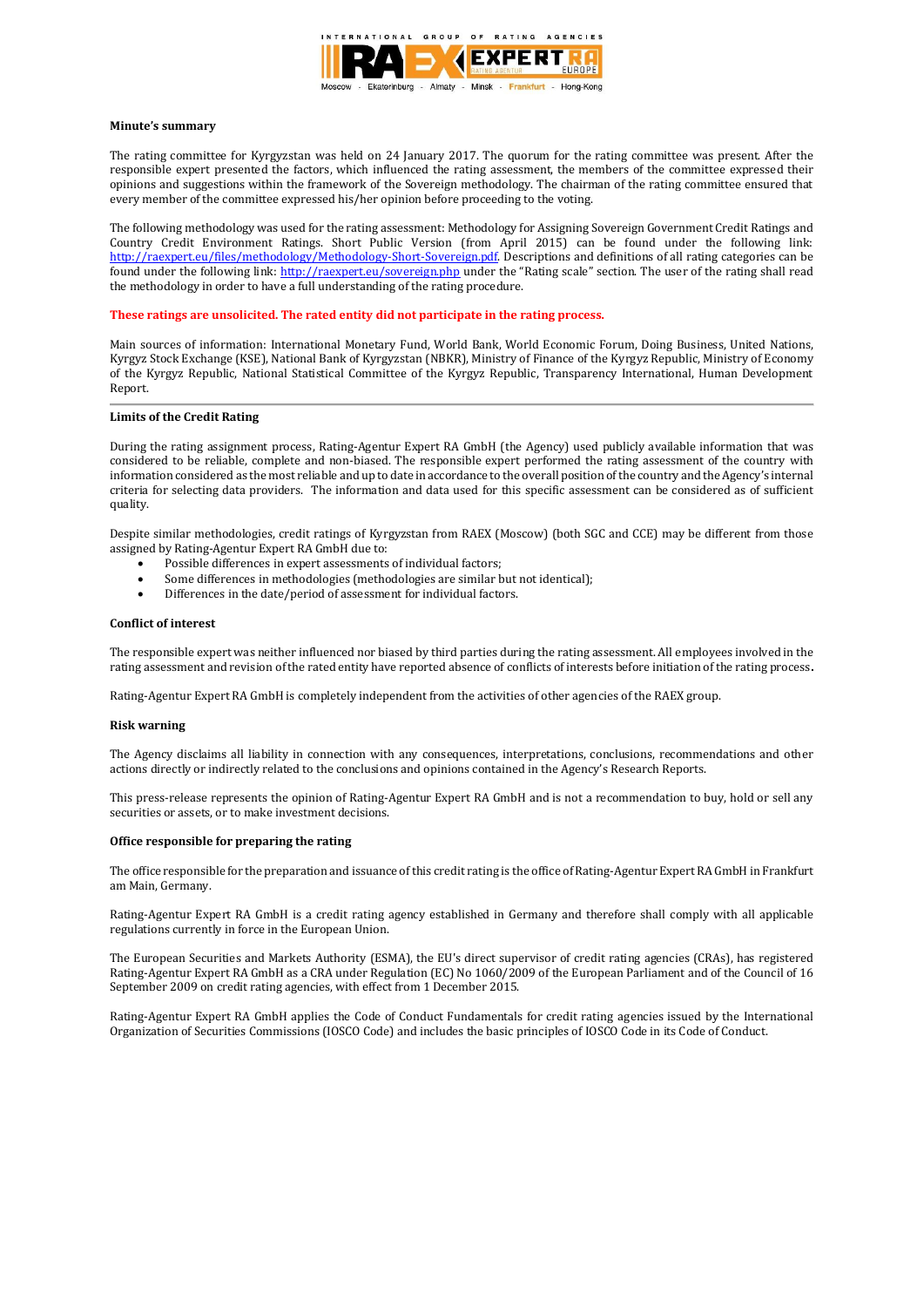**Minute's summary**

The rating committee for Kyrgyzstan was held on 24 January 2017. The quorum for the rating committee was present. After the responsible expert presented the factors, which influenced the rating assessment, the members of the committee expressed their opinions and suggestions within the framework of the Sovereign methodology. The chairman of the rating committee ensured that every member of the committee expressed his/her opinion before proceeding to the voting.

The following methodology was used for the rating assessment: Methodology for Assigning Sovereign Government Credit Ratings and Country Credit Environment Ratings. Short Public Version (from April 2015) can be found under the following link: http://raexpert.eu/files/methodology/Methodology-Short-Sovereign.pdf. Descriptions and definitions of all rating categories can be found under the following link: http://raexpert.eu/sovereign.php under the "Rating scale" section. The user of the rating shall read the methodology in order to have a full understanding of the rating procedure.

**These ratings are unsolicited. The rated entity did not participate in the rating process.**

Main sources of information: International Monetary Fund, World Bank, World Economic Forum, Doing Business, United Nations, Kyrgyz Stock Exchange (KSE), National Bank of Kyrgyzstan (NBKR), Ministry of Finance of the Kyrgyz Republic, Ministry of Economy of the Kyrgyz Republic, National Statistical Committee of the Kyrgyz Republic, Transparency International, Human Development Report.

---

**Limits of the Credit Rating**

During the rating assignment process, Rating-Agentur Expert RA GmbH (the Agency) used publicly available information that was considered to be reliable, complete and non-biased. The responsible expert performed the rating assessment of the country with information considered as the most reliable and up to date in accordance to the overall position of the country and the Agency's internal criteria for selecting data providers. The information and data used for this specific assessment can be considered as of sufficient quality.

Despite similar methodologies, credit ratings of Kyrgyzstan from RAEX (Moscow) (both SGC and CCE) may be different from those assigned by Rating-Agentur Expert RA GmbH due to:

- Possible differences in expert assessments of individual factors;
- Some differences in methodologies (methodologies are similar but not identical);
- Differences in the date/period of assessment for individual factors.

**Conflict of interest**

The responsible expert was neither influenced nor biased by third parties during the rating assessment. All employees involved in the rating assessment and revision of the rated entity have reported absence of conflicts of interests before initiation of the rating process**.**

Rating-Agentur Expert RA GmbH is completely independent from the activities of other agencies of the RAEX group.

**Risk warning**

The Agency disclaims all liability in connection with any consequences, interpretations, conclusions, recommendations and other actions directly or indirectly related to the conclusions and opinions contained in the Agency's Research Reports.

This press-release represents the opinion of Rating-Agentur Expert RA GmbH and is not a recommendation to buy, hold or sell any securities or assets, or to make investment decisions.

**Office responsible for preparing the rating**

The office responsible for the preparation and issuance of this credit rating is the office of Rating-Agentur Expert RA GmbH in Frankfurt am Main, Germany.

Rating-Agentur Expert RA GmbH is a credit rating agency established in Germany and therefore shall comply with all applicable regulations currently in force in the European Union.

The European Securities and Markets Authority (ESMA), the EU's direct supervisor of credit rating agencies (CRAs), has registered Rating-Agentur Expert RA GmbH as a CRA under Regulation (EC) No 1060/2009 of the European Parliament and of the Council of 16 September 2009 on credit rating agencies, with effect from 1 December 2015.

Rating-Agentur Expert RA GmbH applies the Code of Conduct Fundamentals for credit rating agencies issued by the International Organization of Securities Commissions (IOSCO Code) and includes the basic principles of IOSCO Code in its Code of Conduct.